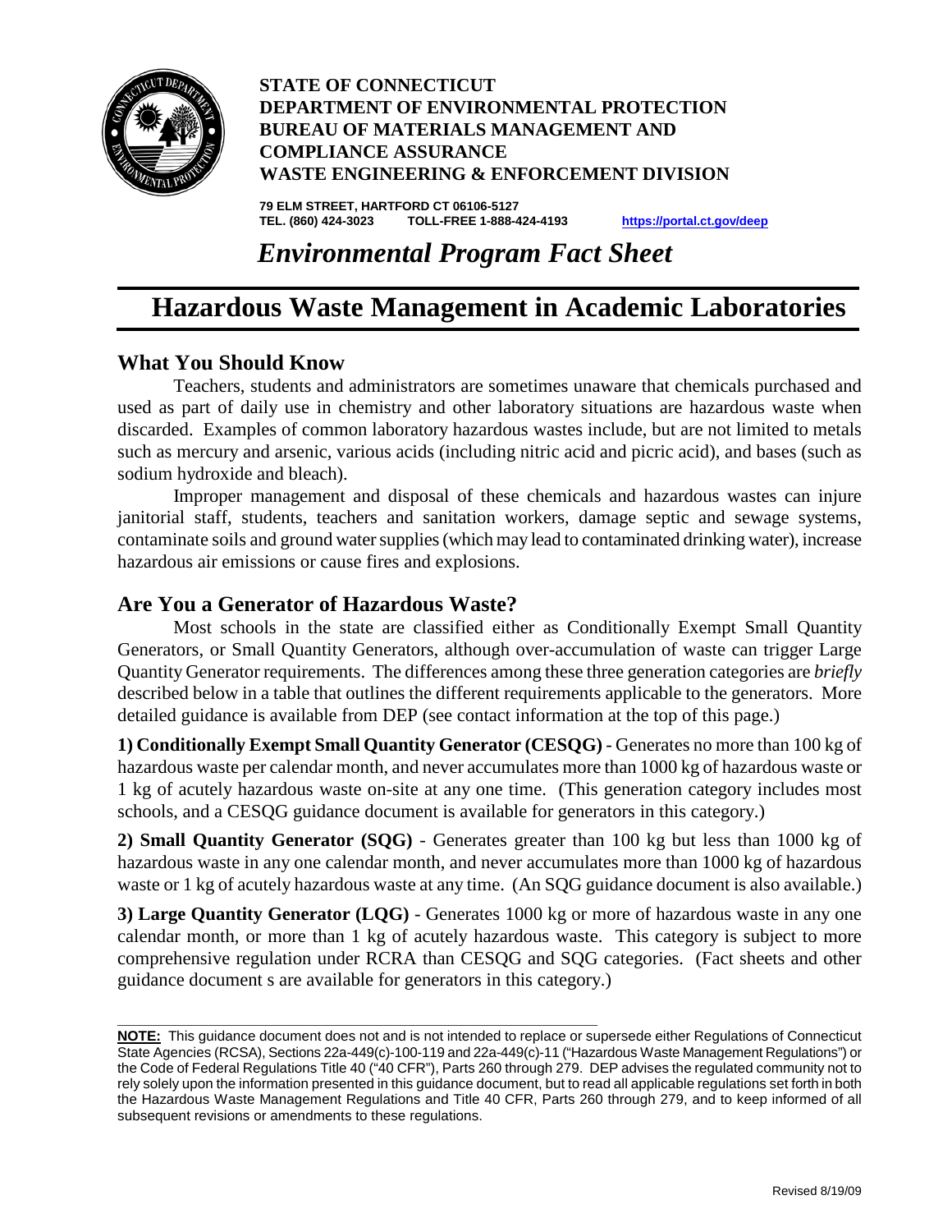**STATE OF CONNECTICUT**
**DEPARTMENT OF ENVIRONMENTAL PROTECTION**
**BUREAU OF MATERIALS MANAGEMENT AND COMPLIANCE ASSURANCE**
**WASTE ENGINEERING & ENFORCEMENT DIVISION**

**79 ELM STREET, HARTFORD CT 06106-5127**
**TEL. (860) 424-3023 TOLL-FREE 1-888-424-4193 https://portal.ct.gov/deep**

*Environmental Program Fact Sheet*

# Hazardous Waste Management in Academic Laboratories

## What You Should Know

Teachers, students and administrators are sometimes unaware that chemicals purchased and used as part of daily use in chemistry and other laboratory situations are hazardous waste when discarded. Examples of common laboratory hazardous wastes include, but are not limited to metals such as mercury and arsenic, various acids (including nitric acid and picric acid), and bases (such as sodium hydroxide and bleach).

Improper management and disposal of these chemicals and hazardous wastes can injure janitorial staff, students, teachers and sanitation workers, damage septic and sewage systems, contaminate soils and ground water supplies (which may lead to contaminated drinking water), increase hazardous air emissions or cause fires and explosions.

## Are You a Generator of Hazardous Waste?

Most schools in the state are classified either as Conditionally Exempt Small Quantity Generators, or Small Quantity Generators, although over-accumulation of waste can trigger Large Quantity Generator requirements. The differences among these three generation categories are *briefly* described below in a table that outlines the different requirements applicable to the generators. More detailed guidance is available from DEP (see contact information at the top of this page.)

**1) Conditionally Exempt Small Quantity Generator (CESQG)** - Generates no more than 100 kg of hazardous waste per calendar month, and never accumulates more than 1000 kg of hazardous waste or 1 kg of acutely hazardous waste on-site at any one time. (This generation category includes most schools, and a CESQG guidance document is available for generators in this category.)

**2) Small Quantity Generator (SQG)** - Generates greater than 100 kg but less than 1000 kg of hazardous waste in any one calendar month, and never accumulates more than 1000 kg of hazardous waste or 1 kg of acutely hazardous waste at any time. (An SQG guidance document is also available.)

**3) Large Quantity Generator (LQG)** - Generates 1000 kg or more of hazardous waste in any one calendar month, or more than 1 kg of acutely hazardous waste. This category is subject to more comprehensive regulation under RCRA than CESQG and SQG categories. (Fact sheets and other guidance document s are available for generators in this category.)

---

**NOTE:** This guidance document does not and is not intended to replace or supersede either Regulations of Connecticut State Agencies (RCSA), Sections 22a-449(c)-100-119 and 22a-449(c)-11 ("Hazardous Waste Management Regulations") or the Code of Federal Regulations Title 40 ("40 CFR"), Parts 260 through 279. DEP advises the regulated community not to rely solely upon the information presented in this guidance document, but to read all applicable regulations set forth in both the Hazardous Waste Management Regulations and Title 40 CFR, Parts 260 through 279, and to keep informed of all subsequent revisions or amendments to these regulations.

Revised 8/19/09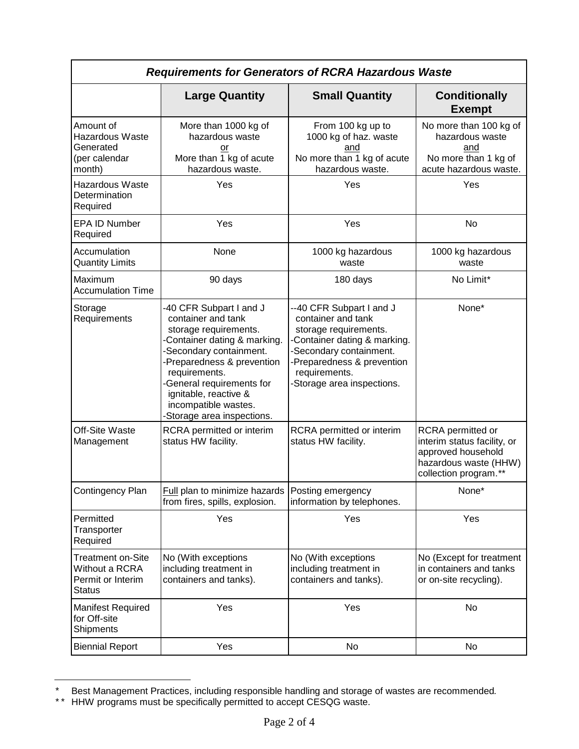| *Requirements for Generators of RCRA Hazardous Waste* | | | |
|---|---|---|---|
| | **Large Quantity** | **Small Quantity** | **Conditionally Exempt** |
| Amount of Hazardous Waste Generated (per calendar month) | More than 1000 kg of hazardous waste <u>or</u> More than 1 kg of acute hazardous waste. | From 100 kg up to 1000 kg of haz. waste <u>and</u> No more than 1 kg of acute hazardous waste. | No more than 100 kg of hazardous waste <u>and</u> No more than 1 kg of acute hazardous waste. |
| Hazardous Waste Determination Required | Yes | Yes | Yes |
| EPA ID Number Required | Yes | Yes | No |
| Accumulation Quantity Limits | None | 1000 kg hazardous waste | 1000 kg hazardous waste |
| Maximum Accumulation Time | 90 days | 180 days | No Limit* |
| Storage Requirements | -40 CFR Subpart I and J container and tank storage requirements. -Container dating & marking. -Secondary containment. -Preparedness & prevention requirements. -General requirements for ignitable, reactive & incompatible wastes. -Storage area inspections. | --40 CFR Subpart I and J container and tank storage requirements. -Container dating & marking. -Secondary containment. -Preparedness & prevention requirements. -Storage area inspections. | None* |
| Off-Site Waste Management | RCRA permitted or interim status HW facility. | RCRA permitted or interim status HW facility. | RCRA permitted or interim status facility, or approved household hazardous waste (HHW) collection program.** |
| Contingency Plan | <u>Full</u> plan to minimize hazards from fires, spills, explosion. | Posting emergency information by telephones. | None* |
| Permitted Transporter Required | Yes | Yes | Yes |
| Treatment on-Site Without a RCRA Permit or Interim Status | No (With exceptions including treatment in containers and tanks). | No (With exceptions including treatment in containers and tanks). | No (Except for treatment in containers and tanks or on-site recycling). |
| Manifest Required for Off-site Shipments | Yes | Yes | No |
| Biennial Report | Yes | No | No |

\* Best Management Practices, including responsible handling and storage of wastes are recommended.

\*\* HHW programs must be specifically permitted to accept CESQG waste.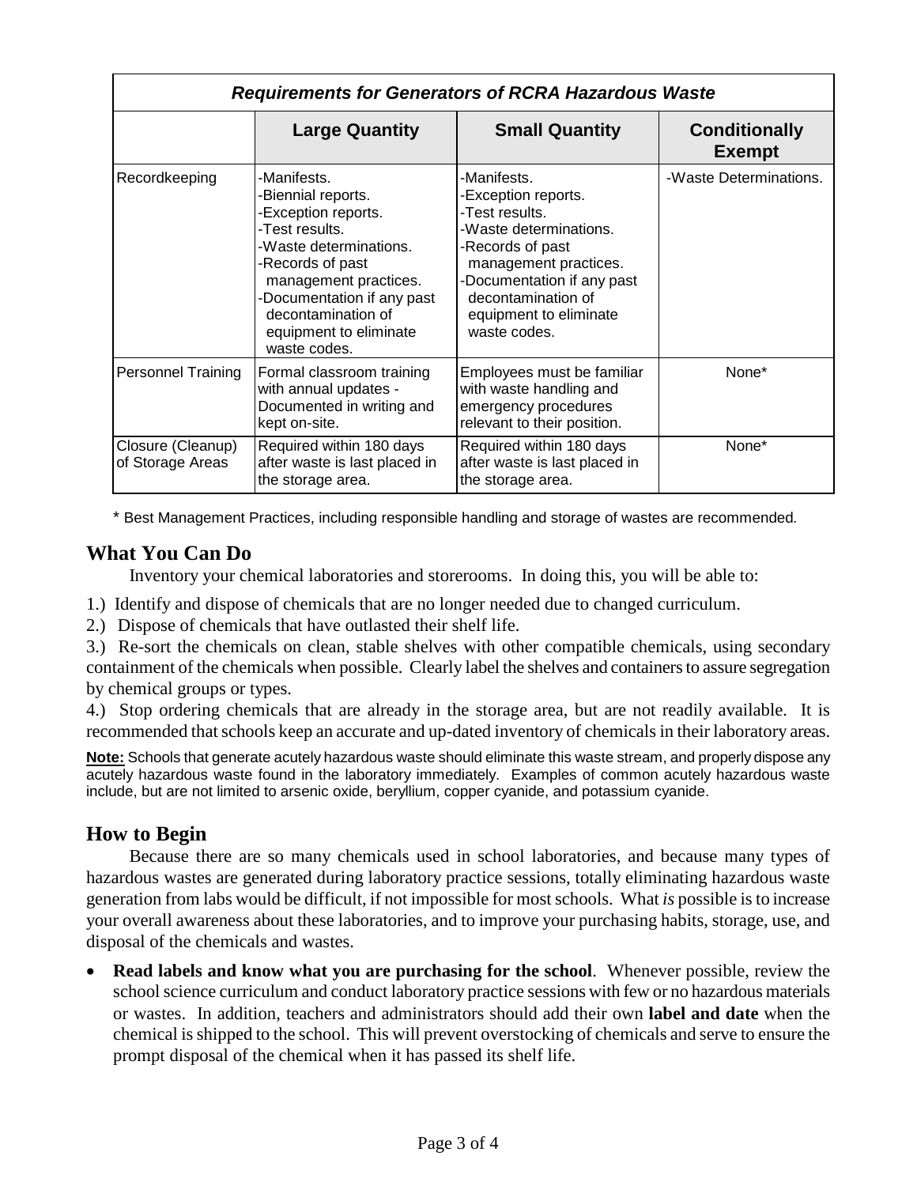| Requirements for Generators of RCRA Hazardous Waste | | | |
|---|---|---|---|
| | **Large Quantity** | **Small Quantity** | **Conditionally Exempt** |
| Recordkeeping | -Manifests.<br>-Biennial reports.<br>-Exception reports.<br>-Test results.<br>-Waste determinations.<br>-Records of past management practices.<br>-Documentation if any past decontamination of equipment to eliminate waste codes. | -Manifests.<br>-Exception reports.<br>-Test results.<br>-Waste determinations.<br>-Records of past management practices.<br>-Documentation if any past decontamination of equipment to eliminate waste codes. | -Waste Determinations. |
| Personnel Training | Formal classroom training with annual updates - Documented in writing and kept on-site. | Employees must be familiar with waste handling and emergency procedures relevant to their position. | None* |
| Closure (Cleanup) of Storage Areas | Required within 180 days after waste is last placed in the storage area. | Required within 180 days after waste is last placed in the storage area. | None* |

\* Best Management Practices, including responsible handling and storage of wastes are recommended.

## What You Can Do

Inventory your chemical laboratories and storerooms. In doing this, you will be able to:

1.) Identify and dispose of chemicals that are no longer needed due to changed curriculum.

2.) Dispose of chemicals that have outlasted their shelf life.

3.) Re-sort the chemicals on clean, stable shelves with other compatible chemicals, using secondary containment of the chemicals when possible. Clearly label the shelves and containers to assure segregation by chemical groups or types.

4.) Stop ordering chemicals that are already in the storage area, but are not readily available. It is recommended that schools keep an accurate and up-dated inventory of chemicals in their laboratory areas.

**Note:** Schools that generate acutely hazardous waste should eliminate this waste stream, and properly dispose any acutely hazardous waste found in the laboratory immediately. Examples of common acutely hazardous waste include, but are not limited to arsenic oxide, beryllium, copper cyanide, and potassium cyanide.

## How to Begin

Because there are so many chemicals used in school laboratories, and because many types of hazardous wastes are generated during laboratory practice sessions, totally eliminating hazardous waste generation from labs would be difficult, if not impossible for most schools. What *is* possible is to increase your overall awareness about these laboratories, and to improve your purchasing habits, storage, use, and disposal of the chemicals and wastes.

- **Read labels and know what you are purchasing for the school**. Whenever possible, review the school science curriculum and conduct laboratory practice sessions with few or no hazardous materials or wastes. In addition, teachers and administrators should add their own **label and date** when the chemical is shipped to the school. This will prevent overstocking of chemicals and serve to ensure the prompt disposal of the chemical when it has passed its shelf life.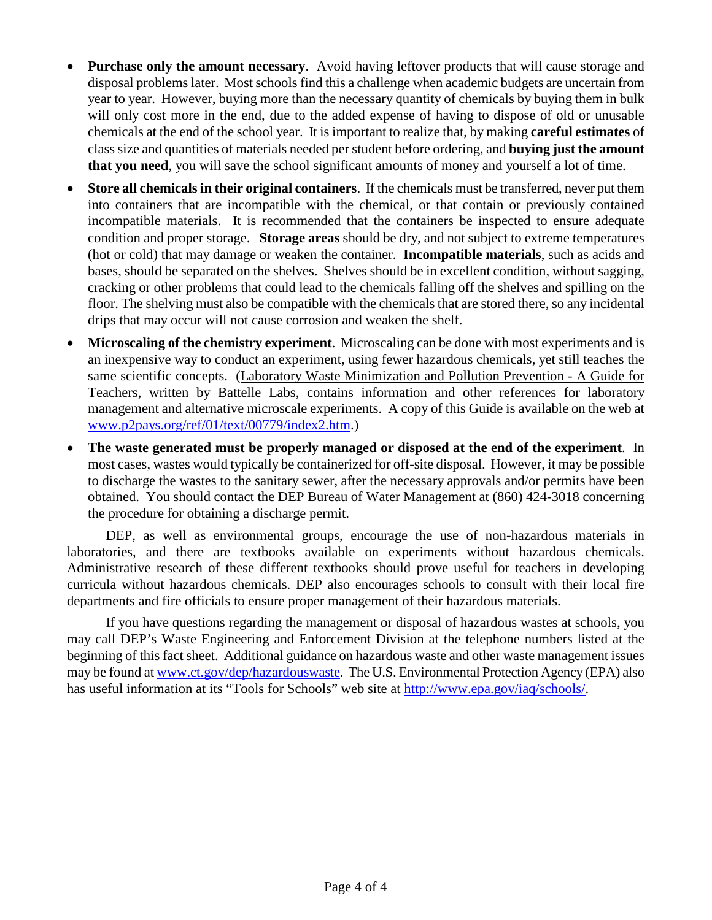- **Purchase only the amount necessary**. Avoid having leftover products that will cause storage and disposal problems later. Most schools find this a challenge when academic budgets are uncertain from year to year. However, buying more than the necessary quantity of chemicals by buying them in bulk will only cost more in the end, due to the added expense of having to dispose of old or unusable chemicals at the end of the school year. It is important to realize that, by making **careful estimates** of class size and quantities of materials needed per student before ordering, and **buying just the amount that you need**, you will save the school significant amounts of money and yourself a lot of time.
- **Store all chemicals in their original containers**. If the chemicals must be transferred, never put them into containers that are incompatible with the chemical, or that contain or previously contained incompatible materials. It is recommended that the containers be inspected to ensure adequate condition and proper storage. **Storage areas** should be dry, and not subject to extreme temperatures (hot or cold) that may damage or weaken the container. **Incompatible materials**, such as acids and bases, should be separated on the shelves. Shelves should be in excellent condition, without sagging, cracking or other problems that could lead to the chemicals falling off the shelves and spilling on the floor. The shelving must also be compatible with the chemicals that are stored there, so any incidental drips that may occur will not cause corrosion and weaken the shelf.
- **Microscaling of the chemistry experiment**. Microscaling can be done with most experiments and is an inexpensive way to conduct an experiment, using fewer hazardous chemicals, yet still teaches the same scientific concepts. (Laboratory Waste Minimization and Pollution Prevention - A Guide for Teachers, written by Battelle Labs, contains information and other references for laboratory management and alternative microscale experiments. A copy of this Guide is available on the web at www.p2pays.org/ref/01/text/00779/index2.htm.)
- **The waste generated must be properly managed or disposed at the end of the experiment**. In most cases, wastes would typically be containerized for off-site disposal. However, it may be possible to discharge the wastes to the sanitary sewer, after the necessary approvals and/or permits have been obtained. You should contact the DEP Bureau of Water Management at (860) 424-3018 concerning the procedure for obtaining a discharge permit.

DEP, as well as environmental groups, encourage the use of non-hazardous materials in laboratories, and there are textbooks available on experiments without hazardous chemicals. Administrative research of these different textbooks should prove useful for teachers in developing curricula without hazardous chemicals. DEP also encourages schools to consult with their local fire departments and fire officials to ensure proper management of their hazardous materials.

If you have questions regarding the management or disposal of hazardous wastes at schools, you may call DEP's Waste Engineering and Enforcement Division at the telephone numbers listed at the beginning of this fact sheet. Additional guidance on hazardous waste and other waste management issues may be found at www.ct.gov/dep/hazardouswaste. The U.S. Environmental Protection Agency (EPA) also has useful information at its "Tools for Schools" web site at http://www.epa.gov/iaq/schools/.